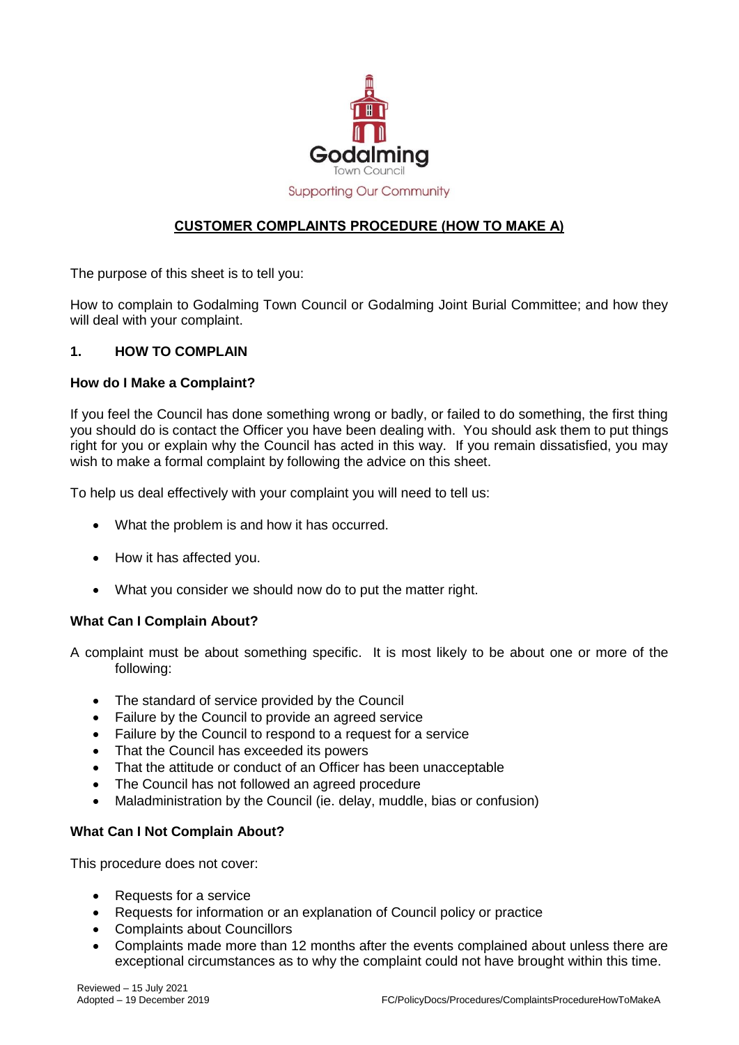Godalming
Town Council
Supporting Our Community

# CUSTOMER COMPLAINTS PROCEDURE (HOW TO MAKE A)

The purpose of this sheet is to tell you:

How to complain to Godalming Town Council or Godalming Joint Burial Committee; and how they will deal with your complaint.

## 1. HOW TO COMPLAIN

### How do I Make a Complaint?

If you feel the Council has done something wrong or badly, or failed to do something, the first thing you should do is contact the Officer you have been dealing with. You should ask them to put things right for you or explain why the Council has acted in this way. If you remain dissatisfied, you may wish to make a formal complaint by following the advice on this sheet.

To help us deal effectively with your complaint you will need to tell us:

- What the problem is and how it has occurred.
- How it has affected you.
- What you consider we should now do to put the matter right.

### What Can I Complain About?

A complaint must be about something specific. It is most likely to be about one or more of the following:

- The standard of service provided by the Council
- Failure by the Council to provide an agreed service
- Failure by the Council to respond to a request for a service
- That the Council has exceeded its powers
- That the attitude or conduct of an Officer has been unacceptable
- The Council has not followed an agreed procedure
- Maladministration by the Council (ie. delay, muddle, bias or confusion)

### What Can I Not Complain About?

This procedure does not cover:

- Requests for a service
- Requests for information or an explanation of Council policy or practice
- Complaints about Councillors
- Complaints made more than 12 months after the events complained about unless there are exceptional circumstances as to why the complaint could not have brought within this time.

Reviewed – 15 July 2021
Adopted – 19 December 2019

FC/PolicyDocs/Procedures/ComplaintsProcedureHowToMakeA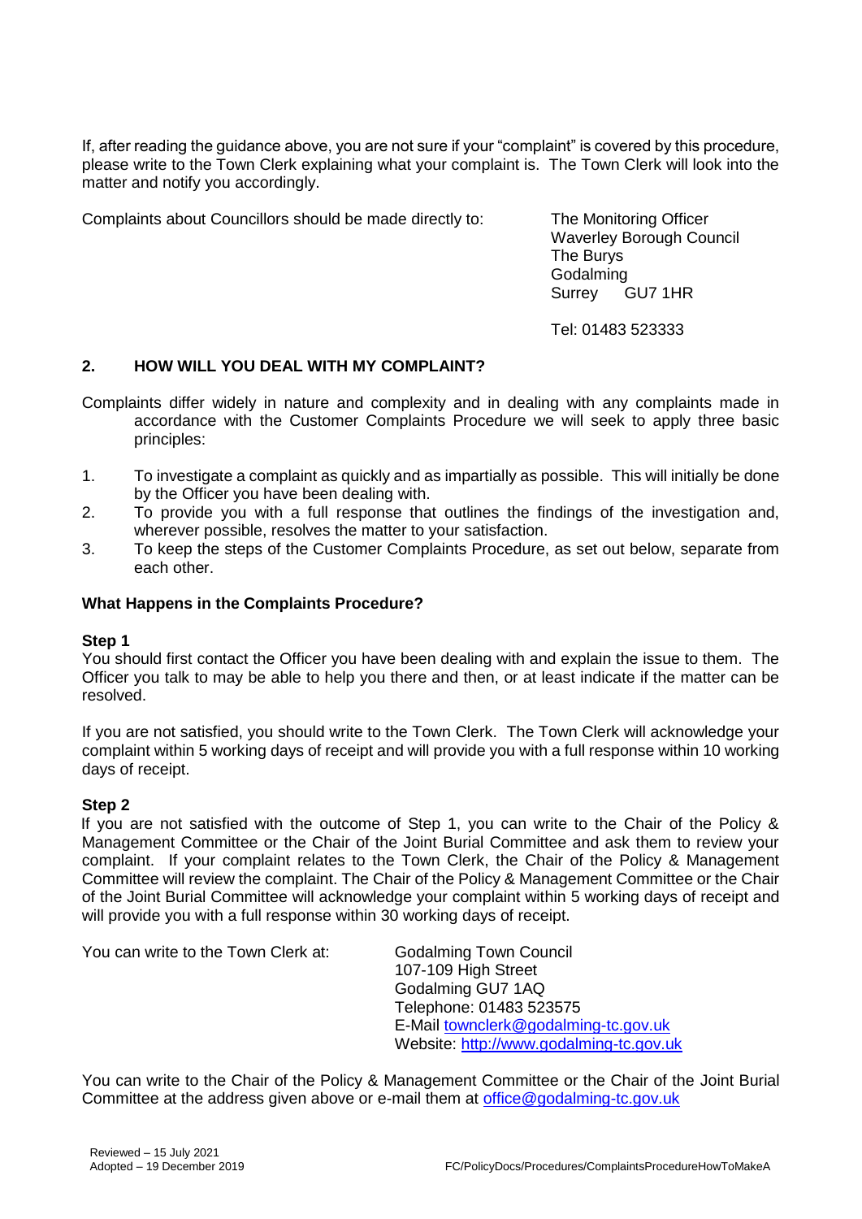If, after reading the guidance above, you are not sure if your "complaint" is covered by this procedure, please write to the Town Clerk explaining what your complaint is. The Town Clerk will look into the matter and notify you accordingly.

Complaints about Councillors should be made directly to:

The Monitoring Officer
Waverley Borough Council
The Burys
Godalming
Surrey GU7 1HR

Tel: 01483 523333

## 2. HOW WILL YOU DEAL WITH MY COMPLAINT?

Complaints differ widely in nature and complexity and in dealing with any complaints made in accordance with the Customer Complaints Procedure we will seek to apply three basic principles:

1. To investigate a complaint as quickly and as impartially as possible. This will initially be done by the Officer you have been dealing with.
2. To provide you with a full response that outlines the findings of the investigation and, wherever possible, resolves the matter to your satisfaction.
3. To keep the steps of the Customer Complaints Procedure, as set out below, separate from each other.

### What Happens in the Complaints Procedure?

**Step 1**
You should first contact the Officer you have been dealing with and explain the issue to them. The Officer you talk to may be able to help you there and then, or at least indicate if the matter can be resolved.

If you are not satisfied, you should write to the Town Clerk. The Town Clerk will acknowledge your complaint within 5 working days of receipt and will provide you with a full response within 10 working days of receipt.

**Step 2**
If you are not satisfied with the outcome of Step 1, you can write to the Chair of the Policy & Management Committee or the Chair of the Joint Burial Committee and ask them to review your complaint. If your complaint relates to the Town Clerk, the Chair of the Policy & Management Committee will review the complaint. The Chair of the Policy & Management Committee or the Chair of the Joint Burial Committee will acknowledge your complaint within 5 working days of receipt and will provide you with a full response within 30 working days of receipt.

You can write to the Town Clerk at:

Godalming Town Council
107-109 High Street
Godalming GU7 1AQ
Telephone: 01483 523575
E-Mail townclerk@godalming-tc.gov.uk
Website: http://www.godalming-tc.gov.uk

You can write to the Chair of the Policy & Management Committee or the Chair of the Joint Burial Committee at the address given above or e-mail them at office@godalming-tc.gov.uk

Reviewed – 15 July 2021
Adopted – 19 December 2019
FC/PolicyDocs/Procedures/ComplaintsProcedureHowToMakeA